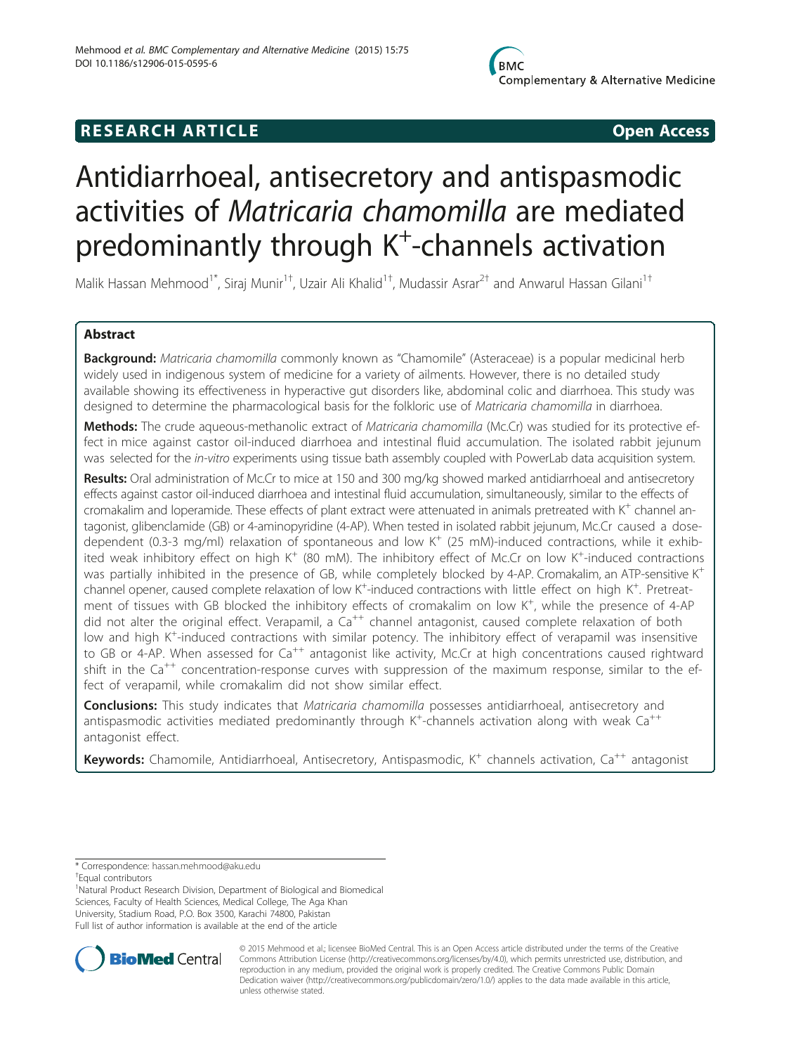RESEARCH ARTICLE Open Access

# Antidiarrhoeal, antisecretory and antispasmodic activities of *Matricaria chamomilla* are mediated predominantly through $K^+$-channels activation

Malik Hassan Mehmood[1*], Siraj Munir[1†], Uzair Ali Khalid[1†], Mudassir Asrar[2†] and Anwarul Hassan Gilani[1†]

## Abstract

**Background:** *Matricaria chamomilla* commonly known as "Chamomile" (Asteraceae) is a popular medicinal herb widely used in indigenous system of medicine for a variety of ailments. However, there is no detailed study available showing its effectiveness in hyperactive gut disorders like, abdominal colic and diarrhoea. This study was designed to determine the pharmacological basis for the folkloric use of *Matricaria chamomilla* in diarrhoea.

**Methods:** The crude aqueous-methanolic extract of *Matricaria chamomilla* (Mc.Cr) was studied for its protective effect in mice against castor oil-induced diarrhoea and intestinal fluid accumulation. The isolated rabbit jejunum was selected for the *in-vitro* experiments using tissue bath assembly coupled with PowerLab data acquisition system.

**Results:** Oral administration of Mc.Cr to mice at 150 and 300 mg/kg showed marked antidiarrhoeal and antisecretory effects against castor oil-induced diarrhoea and intestinal fluid accumulation, simultaneously, similar to the effects of cromakalim and loperamide. These effects of plant extract were attenuated in animals pretreated with $K^+$ channel antagonist, glibenclamide (GB) or 4-aminopyridine (4-AP). When tested in isolated rabbit jejunum, Mc.Cr caused a dose-dependent (0.3-3 mg/ml) relaxation of spontaneous and low $K^+$ (25 mM)-induced contractions, while it exhibited weak inhibitory effect on high $K^+$ (80 mM). The inhibitory effect of Mc.Cr on low $K^+$-induced contractions was partially inhibited in the presence of GB, while completely blocked by 4-AP. Cromakalim, an ATP-sensitive $K^+$ channel opener, caused complete relaxation of low $K^+$-induced contractions with little effect on high $K^+$. Pretreatment of tissues with GB blocked the inhibitory effects of cromakalim on low $K^+$, while the presence of 4-AP did not alter the original effect. Verapamil, a $Ca^{++}$ channel antagonist, caused complete relaxation of both low and high $K^+$-induced contractions with similar potency. The inhibitory effect of verapamil was insensitive to GB or 4-AP. When assessed for $Ca^{++}$ antagonist like activity, Mc.Cr at high concentrations caused rightward shift in the $Ca^{++}$ concentration-response curves with suppression of the maximum response, similar to the effect of verapamil, while cromakalim did not show similar effect.

**Conclusions:** This study indicates that *Matricaria chamomilla* possesses antidiarrhoeal, antisecretory and antispasmodic activities mediated predominantly through $K^+$-channels activation along with weak $Ca^{++}$ antagonist effect.

**Keywords:** Chamomile, Antidiarrhoeal, Antisecretory, Antispasmodic, $K^+$ channels activation, $Ca^{++}$ antagonist

---

* Correspondence: hassan.mehmood@aku.edu

†Equal contributors

[1]Natural Product Research Division, Department of Biological and Biomedical Sciences, Faculty of Health Sciences, Medical College, The Aga Khan University, Stadium Road, P.O. Box 3500, Karachi 74800, Pakistan

Full list of author information is available at the end of the article

© 2015 Mehmood et al.; licensee BioMed Central. This is an Open Access article distributed under the terms of the Creative Commons Attribution License (http://creativecommons.org/licenses/by/4.0), which permits unrestricted use, distribution, and reproduction in any medium, provided the original work is properly credited. The Creative Commons Public Domain Dedication waiver (http://creativecommons.org/publicdomain/zero/1.0/) applies to the data made available in this article, unless otherwise stated.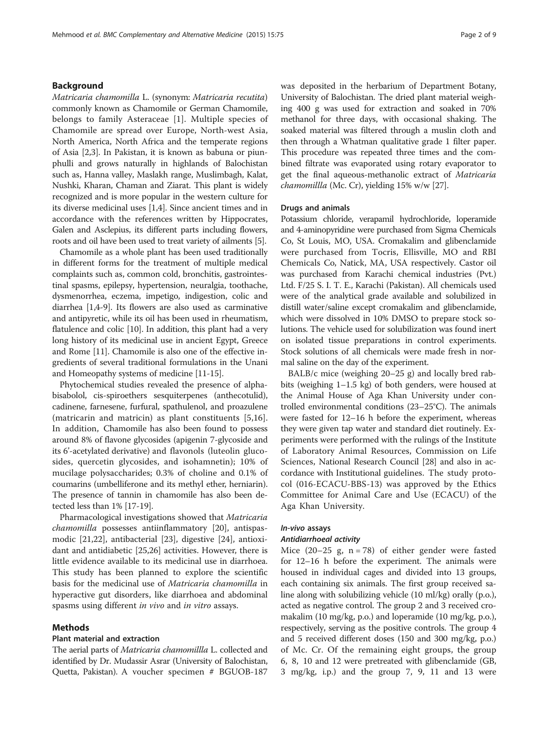## Background

*Matricaria chamomilla* L. (synonym: *Matricaria recutita*) commonly known as Chamomile or German Chamomile, belongs to family Asteraceae [1]. Multiple species of Chamomile are spread over Europe, North-west Asia, North America, North Africa and the temperate regions of Asia [2,3]. In Pakistan, it is known as babuna or piunphulli and grows naturally in highlands of Balochistan such as, Hanna valley, Maslakh range, Muslimbagh, Kalat, Nushki, Kharan, Chaman and Ziarat. This plant is widely recognized and is more popular in the western culture for its diverse medicinal uses [1,4]. Since ancient times and in accordance with the references written by Hippocrates, Galen and Asclepius, its different parts including flowers, roots and oil have been used to treat variety of ailments [5].

Chamomile as a whole plant has been used traditionally in different forms for the treatment of multiple medical complaints such as, common cold, bronchitis, gastrointestinal spasms, epilepsy, hypertension, neuralgia, toothache, dysmenorrhea, eczema, impetigo, indigestion, colic and diarrhea [1,4-9]. Its flowers are also used as carminative and antipyretic, while its oil has been used in rheumatism, flatulence and colic [10]. In addition, this plant had a very long history of its medicinal use in ancient Egypt, Greece and Rome [11]. Chamomile is also one of the effective ingredients of several traditional formulations in the Unani and Homeopathy systems of medicine [11-15].

Phytochemical studies revealed the presence of alpha-bisabolol, cis-spiroethers sesquiterpenes (anthecotulid), cadinene, farnesene, furfural, spathulenol, and proazulene (matricarin and matricin) as plant constituents [5,16]. In addition, Chamomile has also been found to possess around 8% of flavone glycosides (apigenin 7-glycoside and its 6′-acetylated derivative) and flavonols (luteolin glucosides, quercetin glycosides, and isohamnetin); 10% of mucilage polysaccharides; 0.3% of choline and 0.1% of coumarins (umbelliferone and its methyl ether, herniarin). The presence of tannin in chamomile has also been detected less than 1% [17-19].

Pharmacological investigations showed that *Matricaria chamomilla* possesses antiinflammatory [20], antispasmodic [21,22], antibacterial [23], digestive [24], antioxidant and antidiabetic [25,26] activities. However, there is little evidence available to its medicinal use in diarrhoea. This study has been planned to explore the scientific basis for the medicinal use of *Matricaria chamomilla* in hyperactive gut disorders, like diarrhoea and abdominal spasms using different *in vivo* and *in vitro* assays.

## Methods

### Plant material and extraction

The aerial parts of *Matricaria chamomillla* L. collected and identified by Dr. Mudassir Asrar (University of Balochistan, Quetta, Pakistan). A voucher specimen # BGUOB-187 was deposited in the herbarium of Department Botany, University of Balochistan. The dried plant material weighing 400 g was used for extraction and soaked in 70% methanol for three days, with occasional shaking. The soaked material was filtered through a muslin cloth and then through a Whatman qualitative grade 1 filter paper. This procedure was repeated three times and the combined filtrate was evaporated using rotary evaporator to get the final aqueous-methanolic extract of *Matricaria chamomillla* (Mc. Cr), yielding 15% w/w [27].

### Drugs and animals

Potassium chloride, verapamil hydrochloride, loperamide and 4-aminopyridine were purchased from Sigma Chemicals Co, St Louis, MO, USA. Cromakalim and glibenclamide were purchased from Tocris, Ellisville, MO and RBI Chemicals Co, Natick, MA, USA respectively. Castor oil was purchased from Karachi chemical industries (Pvt.) Ltd. F/25 S. I. T. E., Karachi (Pakistan). All chemicals used were of the analytical grade available and solubilized in distill water/saline except cromakalim and glibenclamide, which were dissolved in 10% DMSO to prepare stock solutions. The vehicle used for solubilization was found inert on isolated tissue preparations in control experiments. Stock solutions of all chemicals were made fresh in normal saline on the day of the experiment.

BALB/c mice (weighing 20–25 g) and locally bred rabbits (weighing 1–1.5 kg) of both genders, were housed at the Animal House of Aga Khan University under controlled environmental conditions (23–25°C). The animals were fasted for 12–16 h before the experiment, whereas they were given tap water and standard diet routinely. Experiments were performed with the rulings of the Institute of Laboratory Animal Resources, Commission on Life Sciences, National Research Council [28] and also in accordance with Institutional guidelines. The study protocol (016-ECACU-BBS-13) was approved by the Ethics Committee for Animal Care and Use (ECACU) of the Aga Khan University.

### *In-vivo* assays

#### *Antidiarrhoeal activity*

Mice (20–25 g, n = 78) of either gender were fasted for 12–16 h before the experiment. The animals were housed in individual cages and divided into 13 groups, each containing six animals. The first group received saline along with solubilizing vehicle (10 ml/kg) orally (p.o.), acted as negative control. The group 2 and 3 received cromakalim (10 mg/kg, p.o.) and loperamide (10 mg/kg, p.o.), respectively, serving as the positive controls. The group 4 and 5 received different doses (150 and 300 mg/kg, p.o.) of Mc. Cr. Of the remaining eight groups, the group 6, 8, 10 and 12 were pretreated with glibenclamide (GB, 3 mg/kg, i.p.) and the group 7, 9, 11 and 13 were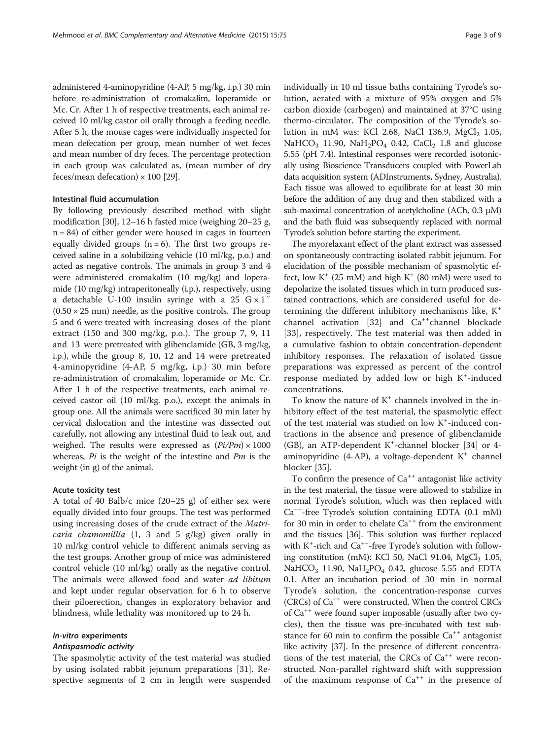administered 4-aminopyridine (4-AP, 5 mg/kg, i.p.) 30 min before re-administration of cromakalim, loperamide or Mc. Cr. After 1 h of respective treatments, each animal received 10 ml/kg castor oil orally through a feeding needle. After 5 h, the mouse cages were individually inspected for mean defecation per group, mean number of wet feces and mean number of dry feces. The percentage protection in each group was calculated as, (mean number of dry feces/mean defecation) × 100 [29].

#### Intestinal fluid accumulation

By following previously described method with slight modification [30], 12–16 h fasted mice (weighing 20–25 g, n = 84) of either gender were housed in cages in fourteen equally divided groups (n = 6). The first two groups received saline in a solubilizing vehicle (10 ml/kg, p.o.) and acted as negative controls. The animals in group 3 and 4 were administered cromakalim (10 mg/kg) and loperamide (10 mg/kg) intraperitoneally (i.p.), respectively, using a detachable U-100 insulin syringe with a 25 G × 1″ (0.50 × 25 mm) needle, as the positive controls. The group 5 and 6 were treated with increasing doses of the plant extract (150 and 300 mg/kg, p.o.). The group 7, 9, 11 and 13 were pretreated with glibenclamide (GB, 3 mg/kg, i.p.), while the group 8, 10, 12 and 14 were pretreated 4-aminopyridine (4-AP, 5 mg/kg, i.p.) 30 min before re-administration of cromakalim, loperamide or Mc. Cr. After 1 h of the respective treatments, each animal received castor oil (10 ml/kg. p.o.), except the animals in group one. All the animals were sacrificed 30 min later by cervical dislocation and the intestine was dissected out carefully, not allowing any intestinal fluid to leak out, and weighed. The results were expressed as $(Pi/Pm) \times 1000$ whereas, $Pi$ is the weight of the intestine and $Pm$ is the weight (in g) of the animal.

#### Acute toxicity test

A total of 40 Balb/c mice (20–25 g) of either sex were equally divided into four groups. The test was performed using increasing doses of the crude extract of the *Matricaria chamomillla* (1, 3 and 5 g/kg) given orally in 10 ml/kg control vehicle to different animals serving as the test groups. Another group of mice was administered control vehicle (10 ml/kg) orally as the negative control. The animals were allowed food and water *ad libitum* and kept under regular observation for 6 h to observe their piloerection, changes in exploratory behavior and blindness, while lethality was monitored up to 24 h.

### *In-vitro* experiments

#### *Antispasmodic activity*

The spasmolytic activity of the test material was studied by using isolated rabbit jejunum preparations [31]. Respective segments of 2 cm in length were suspended individually in 10 ml tissue baths containing Tyrode's solution, aerated with a mixture of 95% oxygen and 5% carbon dioxide (carbogen) and maintained at 37°C using thermo-circulator. The composition of the Tyrode's solution in mM was: KCl 2.68, NaCl 136.9, $MgCl_2$ 1.05, $NaHCO_3$ 11.90, $NaH_2PO_4$ 0.42, $CaCl_2$ 1.8 and glucose 5.55 (pH 7.4). Intestinal responses were recorded isotonically using Bioscience Transducers coupled with PowerLab data acquisition system (ADInstruments, Sydney, Australia). Each tissue was allowed to equilibrate for at least 30 min before the addition of any drug and then stabilized with a sub-maximal concentration of acetylcholine (ACh, 0.3 μM) and the bath fluid was subsequently replaced with normal Tyrode's solution before starting the experiment.

The myorelaxant effect of the plant extract was assessed on spontaneously contracting isolated rabbit jejunum. For elucidation of the possible mechanism of spasmolytic effect, low $K^+$ (25 mM) and high $K^+$ (80 mM) were used to depolarize the isolated tissues which in turn produced sustained contractions, which are considered useful for determining the different inhibitory mechanisms like, $K^+$ channel activation [32] and $Ca^{++}$channel blockade [33], respectively. The test material was then added in a cumulative fashion to obtain concentration-dependent inhibitory responses. The relaxation of isolated tissue preparations was expressed as percent of the control response mediated by added low or high $K^+$-induced concentrations.

To know the nature of $K^+$ channels involved in the inhibitory effect of the test material, the spasmolytic effect of the test material was studied on low $K^+$-induced contractions in the absence and presence of glibenclamide (GB), an ATP-dependent $K^+$-channel blocker [34] or 4-aminopyridine (4-AP), a voltage-dependent $K^+$ channel blocker [35].

To confirm the presence of $Ca^{++}$ antagonist like activity in the test material, the tissue were allowed to stabilize in normal Tyrode's solution, which was then replaced with $Ca^{++}$-free Tyrode's solution containing EDTA (0.1 mM) for 30 min in order to chelate $Ca^{++}$ from the environment and the tissues [36]. This solution was further replaced with $K^+$-rich and $Ca^{++}$-free Tyrode's solution with following constitution (mM): KCl 50, NaCl 91.04, $MgCl_2$ 1.05, $NaHCO_3$ 11.90, $NaH_2PO_4$ 0.42, glucose 5.55 and EDTA 0.1. After an incubation period of 30 min in normal Tyrode's solution, the concentration-response curves (CRCs) of $Ca^{++}$ were constructed. When the control CRCs of $Ca^{++}$ were found super imposable (usually after two cycles), then the tissue was pre-incubated with test substance for 60 min to confirm the possible $Ca^{++}$ antagonist like activity [37]. In the presence of different concentrations of the test material, the CRCs of $Ca^{++}$ were reconstructed. Non-parallel rightward shift with suppression of the maximum response of $Ca^{++}$ in the presence of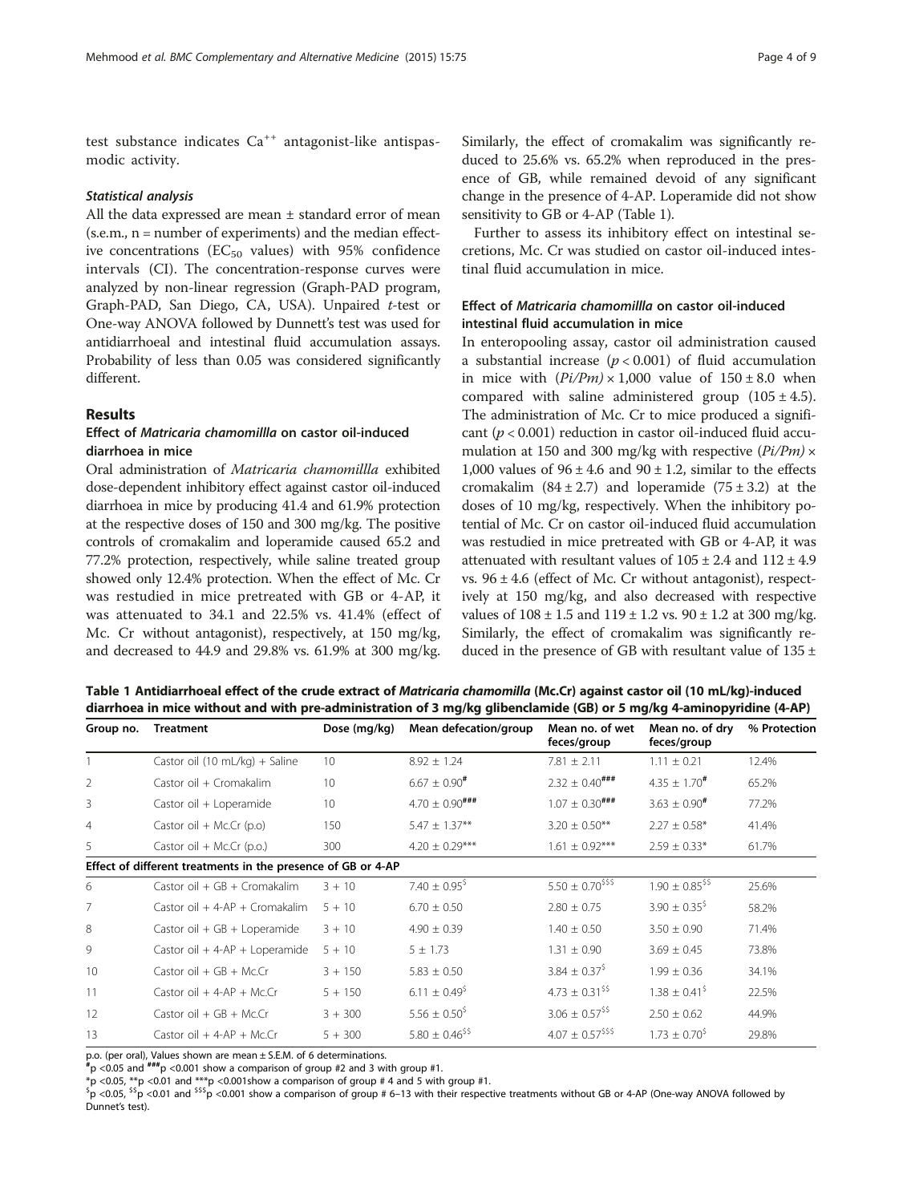test substance indicates $Ca^{++}$ antagonist-like antispasmodic activity.

#### *Statistical analysis*

All the data expressed are mean ± standard error of mean (s.e.m., n = number of experiments) and the median effective concentrations ($EC_{50}$ values) with 95% confidence intervals (CI). The concentration-response curves were analyzed by non-linear regression (Graph-PAD program, Graph-PAD, San Diego, CA, USA). Unpaired *t*-test or One-way ANOVA followed by Dunnett's test was used for antidiarrhoeal and intestinal fluid accumulation assays. Probability of less than 0.05 was considered significantly different.

## Results

### Effect of *Matricaria chamomillla* on castor oil-induced diarrhoea in mice

Oral administration of *Matricaria chamomillla* exhibited dose-dependent inhibitory effect against castor oil-induced diarrhoea in mice by producing 41.4 and 61.9% protection at the respective doses of 150 and 300 mg/kg. The positive controls of cromakalim and loperamide caused 65.2 and 77.2% protection, respectively, while saline treated group showed only 12.4% protection. When the effect of Mc. Cr was restudied in mice pretreated with GB or 4-AP, it was attenuated to 34.1 and 22.5% vs. 41.4% (effect of Mc. Cr without antagonist), respectively, at 150 mg/kg, and decreased to 44.9 and 29.8% vs. 61.9% at 300 mg/kg. Similarly, the effect of cromakalim was significantly reduced to 25.6% vs. 65.2% when reproduced in the presence of GB, while remained devoid of any significant change in the presence of 4-AP. Loperamide did not show sensitivity to GB or 4-AP (Table 1).

Further to assess its inhibitory effect on intestinal secretions, Mc. Cr was studied on castor oil-induced intestinal fluid accumulation in mice.

### Effect of *Matricaria chamomillla* on castor oil-induced intestinal fluid accumulation in mice

In enteropooling assay, castor oil administration caused a substantial increase ($p < 0.001$) of fluid accumulation in mice with $(Pi/Pm) \times 1{,}000$ value of $150 \pm 8.0$ when compared with saline administered group ($105 \pm 4.5$). The administration of Mc. Cr to mice produced a significant ($p < 0.001$) reduction in castor oil-induced fluid accumulation at 150 and 300 mg/kg with respective $(Pi/Pm) \times 1{,}000$ values of $96 \pm 4.6$ and $90 \pm 1.2$, similar to the effects cromakalim ($84 \pm 2.7$) and loperamide ($75 \pm 3.2$) at the doses of 10 mg/kg, respectively. When the inhibitory potential of Mc. Cr on castor oil-induced fluid accumulation was restudied in mice pretreated with GB or 4-AP, it was attenuated with resultant values of $105 \pm 2.4$ and $112 \pm 4.9$ vs. $96 \pm 4.6$ (effect of Mc. Cr without antagonist), respectively at 150 mg/kg, and also decreased with respective values of $108 \pm 1.5$ and $119 \pm 1.2$ vs. $90 \pm 1.2$ at 300 mg/kg. Similarly, the effect of cromakalim was significantly reduced in the presence of GB with resultant value of 135 ±

**Table 1 Antidiarrhoeal effect of the crude extract of *Matricaria chamomilla* (Mc.Cr) against castor oil (10 mL/kg)-induced diarrhoea in mice without and with pre-administration of 3 mg/kg glibenclamide (GB) or 5 mg/kg 4-aminopyridine (4-AP)**

| Group no. | Treatment | Dose (mg/kg) | Mean defecation/group | Mean no. of wet feces/group | Mean no. of dry feces/group | % Protection |
|---|---|---|---|---|---|---|
| 1 | Castor oil (10 mL/kg) + Saline | 10 | 8.92 ± 1.24 | 7.81 ± 2.11 | 1.11 ± 0.21 | 12.4% |
| 2 | Castor oil + Cromakalim | 10 | 6.67 ± 0.90[#] | 2.32 ± 0.40[###] | 4.35 ± 1.70[#] | 65.2% |
| 3 | Castor oil + Loperamide | 10 | 4.70 ± 0.90[###] | 1.07 ± 0.30[###] | 3.63 ± 0.90[#] | 77.2% |
| 4 | Castor oil + Mc.Cr (p.o) | 150 | 5.47 ± 1.37** | 3.20 ± 0.50** | 2.27 ± 0.58* | 41.4% |
| 5 | Castor oil + Mc.Cr (p.o.) | 300 | 4.20 ± 0.29*** | 1.61 ± 0.92*** | 2.59 ± 0.33* | 61.7% |
| **Effect of different treatments in the presence of GB or 4-AP** | | | | | | |
| 6 | Castor oil + GB + Cromakalim | 3 + 10 | 7.40 ± 0.95[$] | 5.50 ± 0.70[$$$] | 1.90 ± 0.85[$$] | 25.6% |
| 7 | Castor oil + 4-AP + Cromakalim | 5 + 10 | 6.70 ± 0.50 | 2.80 ± 0.75 | 3.90 ± 0.35[$] | 58.2% |
| 8 | Castor oil + GB + Loperamide | 3 + 10 | 4.90 ± 0.39 | 1.40 ± 0.50 | 3.50 ± 0.90 | 71.4% |
| 9 | Castor oil + 4-AP + Loperamide | 5 + 10 | 5 ± 1.73 | 1.31 ± 0.90 | 3.69 ± 0.45 | 73.8% |
| 10 | Castor oil + GB + Mc.Cr | 3 + 150 | 5.83 ± 0.50 | 3.84 ± 0.37[$] | 1.99 ± 0.36 | 34.1% |
| 11 | Castor oil + 4-AP + Mc.Cr | 5 + 150 | 6.11 ± 0.49[$] | 4.73 ± 0.31[$$] | 1.38 ± 0.41[$] | 22.5% |
| 12 | Castor oil + GB + Mc.Cr | 3 + 300 | 5.56 ± 0.50[$] | 3.06 ± 0.57[$$] | 2.50 ± 0.62 | 44.9% |
| 13 | Castor oil + 4-AP + Mc.Cr | 5 + 300 | 5.80 ± 0.46[$$] | 4.07 ± 0.57[$$$] | 1.73 ± 0.70[$] | 29.8% |

p.o. (per oral), Values shown are mean ± S.E.M. of 6 determinations.
[#]p <0.05 and [###]p <0.001 show a comparison of group #2 and 3 with group #1.
*p <0.05, **p <0.01 and ***p <0.001show a comparison of group # 4 and 5 with group #1.
[$]p <0.05, [$$]p <0.01 and [$$$]p <0.001 show a comparison of group # 6–13 with their respective treatments without GB or 4-AP (One-way ANOVA followed by Dunnet's test).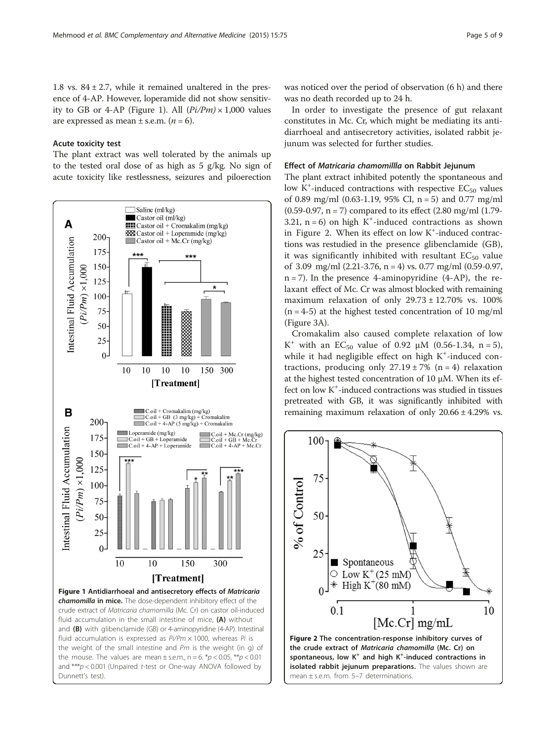1.8 vs. 84 ± 2.7, while it remained unaltered in the presence of 4-AP. However, loperamide did not show sensitivity to GB or 4-AP (Figure 1). All $(Pi/Pm) \times 1,000$ values are expressed as mean ± s.e.m. ($n = 6$).

### Acute toxicity test

The plant extract was well tolerated by the animals up to the tested oral dose of as high as 5 g/kg. No sign of acute toxicity like restlessness, seizures and piloerection was noticed over the period of observation (6 h) and there was no death recorded up to 24 h.

In order to investigate the presence of gut relaxant constitutes in Mc. Cr, which might be mediating its antidiarrhoeal and antisecretory activities, isolated rabbit jejunum was selected for further studies.

**Figure 1 Antidiarrhoeal and antisecretory effects of *Matricaria chamomilla* in mice.** The dose-dependent inhibitory effect of the crude extract of *Matricaria chamomilla* (Mc. Cr) on castor oil-induced fluid accumulation in the small intestine of mice, **(A)** without and **(B)** with glibenclamide (GB) or 4-aminopyridine (4-AP). Intestinal fluid accumulation is expressed as $Pi/Pm \times 1000$, whereas $Pi$ is the weight of the small intestine and $Pm$ is the weight (in g) of the mouse. The values are mean ± s.e.m., n = 6. *$p < 0.05$, **$p < 0.01$ and ***$p < 0.001$ (Unpaired t-test or One-way ANOVA followed by Dunnett's test).

### Effect of *Matricaria chamomillla* on Rabbit Jejunum

The plant extract inhibited potently the spontaneous and low $K^+$-induced contractions with respective $EC_{50}$ values of 0.89 mg/ml (0.63-1.19, 95% CI, n = 5) and 0.77 mg/ml (0.59-0.97, n = 7) compared to its effect (2.80 mg/ml (1.79-3.21, n = 6) on high $K^+$-induced contractions as shown in Figure 2. When its effect on low $K^+$-induced contractions was restudied in the presence glibenclamide (GB), it was significantly inhibited with resultant $EC_{50}$ value of 3.09 mg/ml (2.21-3.76, n = 4) vs. 0.77 mg/ml (0.59-0.97, n = 7). In the presence 4-aminopyridine (4-AP), the relaxant effect of Mc. Cr was almost blocked with remaining maximum relaxation of only 29.73 ± 12.70% vs. 100% (n = 4-5) at the highest tested concentration of 10 mg/ml (Figure 3A).

Cromakalim also caused complete relaxation of low $K^+$ with an $EC_{50}$ value of 0.92 μM (0.56-1.34, n = 5), while it had negligible effect on high $K^+$-induced contractions, producing only 27.19 ± 7% (n = 4) relaxation at the highest tested concentration of 10 μM. When its effect on low $K^+$-induced contractions was studied in tissues pretreated with GB, it was significantly inhibited with remaining maximum relaxation of only 20.66 ± 4.29% vs.

**Figure 2 The concentration-response inhibitory curves of the crude extract of *Matricaria chamomilla* (Mc. Cr) on spontaneous, low $K^+$ and high $K^+$-induced contractions in isolated rabbit jejunum preparations.** The values shown are mean ± s.e.m. from 5–7 determinations.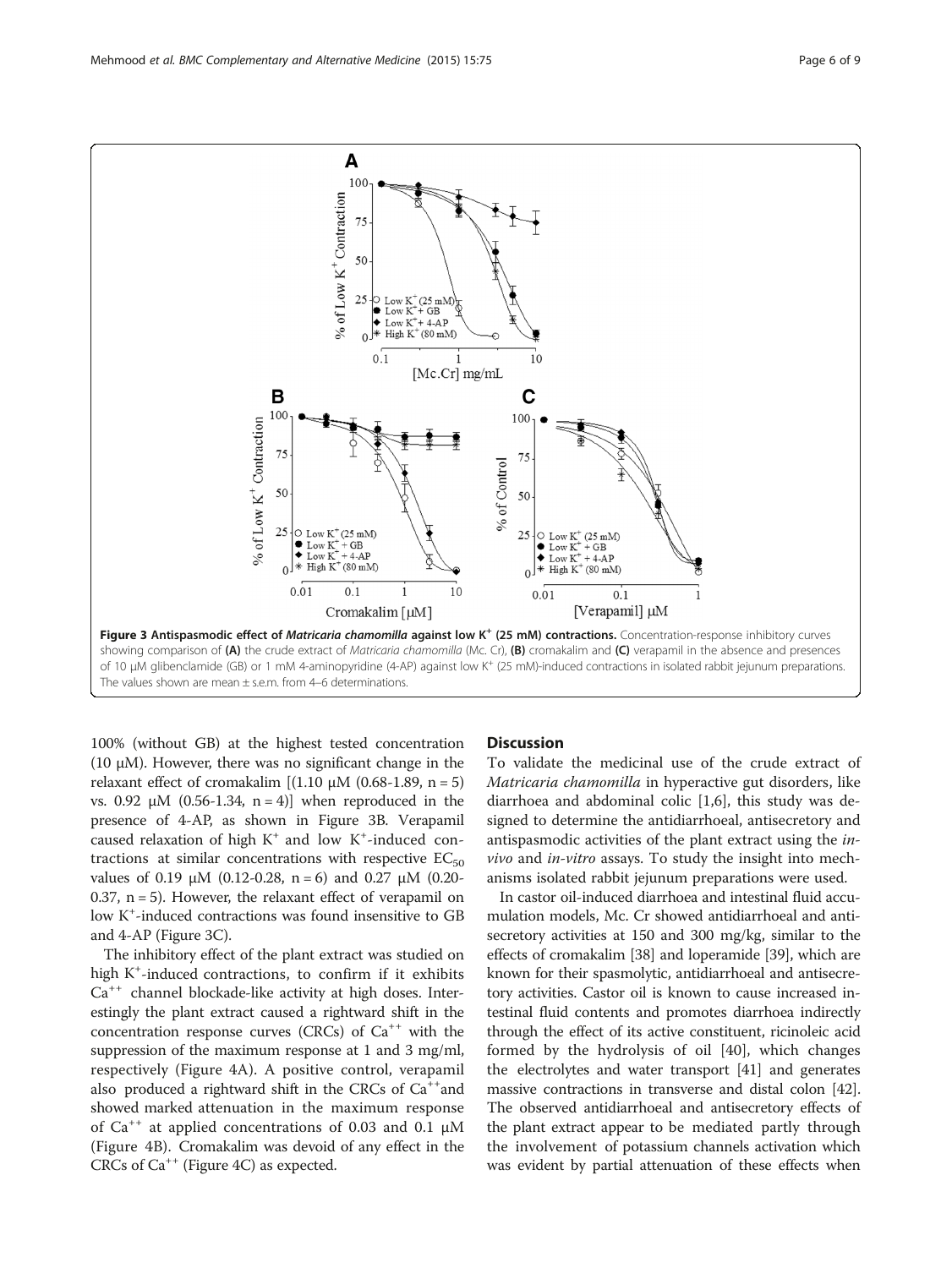**Figure 3 Antispasmodic effect of *Matricaria chamomilla* against low K$^+$ (25 mM) contractions.** Concentration-response inhibitory curves showing comparison of **(A)** the crude extract of *Matricaria chamomilla* (Mc. Cr), **(B)** cromakalim and **(C)** verapamil in the absence and presences of 10 μM glibenclamide (GB) or 1 mM 4-aminopyridine (4-AP) against low K$^+$ (25 mM)-induced contractions in isolated rabbit jejunum preparations. The values shown are mean ± s.e.m. from 4–6 determinations.

100% (without GB) at the highest tested concentration (10 μM). However, there was no significant change in the relaxant effect of cromakalim [(1.10 μM (0.68-1.89, n = 5) vs. 0.92 μM (0.56-1.34, n = 4)] when reproduced in the presence of 4-AP, as shown in Figure 3B. Verapamil caused relaxation of high K$^+$ and low K$^+$-induced contractions at similar concentrations with respective $EC_{50}$ values of 0.19 μM (0.12-0.28, n = 6) and 0.27 μM (0.20-0.37, n = 5). However, the relaxant effect of verapamil on low K$^+$-induced contractions was found insensitive to GB and 4-AP (Figure 3C).

The inhibitory effect of the plant extract was studied on high K$^+$-induced contractions, to confirm if it exhibits $Ca^{++}$ channel blockade-like activity at high doses. Interestingly the plant extract caused a rightward shift in the concentration response curves (CRCs) of $Ca^{++}$ with the suppression of the maximum response at 1 and 3 mg/ml, respectively (Figure 4A). A positive control, verapamil also produced a rightward shift in the CRCs of $Ca^{++}$and showed marked attenuation in the maximum response of $Ca^{++}$ at applied concentrations of 0.03 and 0.1 μM (Figure 4B). Cromakalim was devoid of any effect in the CRCs of $Ca^{++}$ (Figure 4C) as expected.

## Discussion

To validate the medicinal use of the crude extract of *Matricaria chamomilla* in hyperactive gut disorders, like diarrhoea and abdominal colic [1,6], this study was designed to determine the antidiarrhoeal, antisecretory and antispasmodic activities of the plant extract using the *in-vivo* and *in-vitro* assays. To study the insight into mechanisms isolated rabbit jejunum preparations were used.

In castor oil-induced diarrhoea and intestinal fluid accumulation models, Mc. Cr showed antidiarrhoeal and antisecretory activities at 150 and 300 mg/kg, similar to the effects of cromakalim [38] and loperamide [39], which are known for their spasmolytic, antidiarrhoeal and antisecretory activities. Castor oil is known to cause increased intestinal fluid contents and promotes diarrhoea indirectly through the effect of its active constituent, ricinoleic acid formed by the hydrolysis of oil [40], which changes the electrolytes and water transport [41] and generates massive contractions in transverse and distal colon [42]. The observed antidiarrhoeal and antisecretory effects of the plant extract appear to be mediated partly through the involvement of potassium channels activation which was evident by partial attenuation of these effects when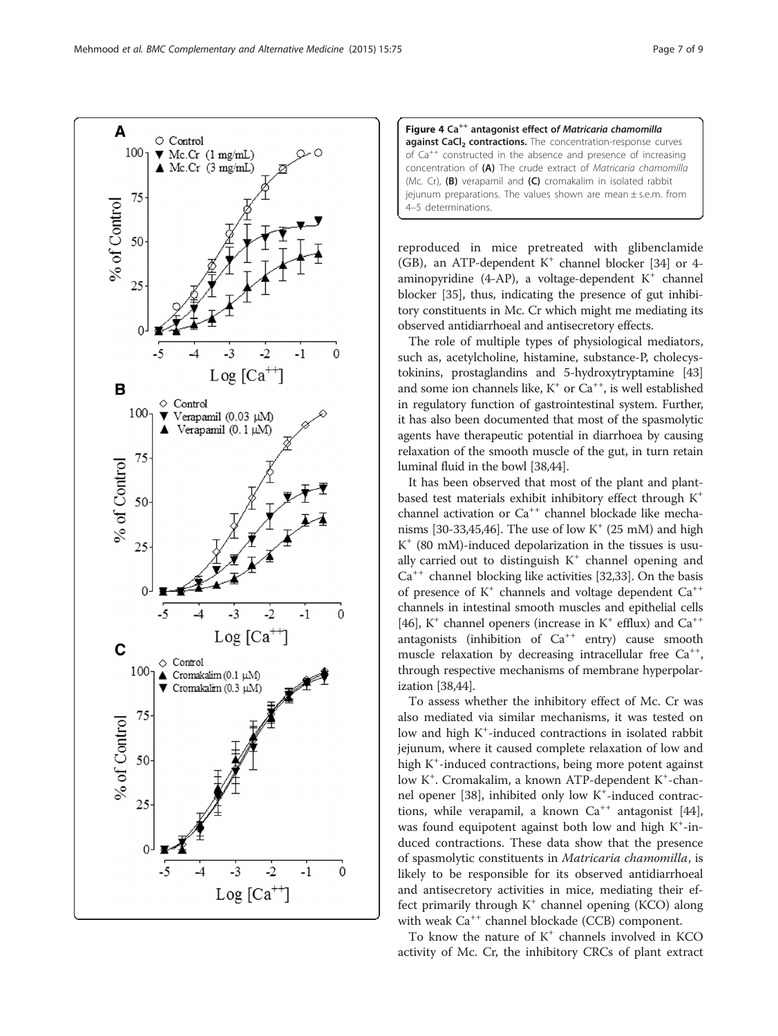**Figure 4 $Ca^{++}$ antagonist effect of *Matricaria chamomilla* against $CaCl_2$ contractions.** The concentration-response curves of $Ca^{++}$ constructed in the absence and presence of increasing concentration of **(A)** The crude extract of *Matricaria chamomilla* (Mc. Cr), **(B)** verapamil and **(C)** cromakalim in isolated rabbit jejunum preparations. The values shown are mean ± s.e.m. from 4–5 determinations.

reproduced in mice pretreated with glibenclamide (GB), an ATP-dependent $K^+$ channel blocker [34] or 4-aminopyridine (4-AP), a voltage-dependent $K^+$ channel blocker [35], thus, indicating the presence of gut inhibitory constituents in Mc. Cr which might me mediating its observed antidiarrhoeal and antisecretory effects.

The role of multiple types of physiological mediators, such as, acetylcholine, histamine, substance-P, cholecystokinins, prostaglandins and 5-hydroxytryptamine [43] and some ion channels like, $K^+$ or $Ca^{++}$, is well established in regulatory function of gastrointestinal system. Further, it has also been documented that most of the spasmolytic agents have therapeutic potential in diarrhoea by causing relaxation of the smooth muscle of the gut, in turn retain luminal fluid in the bowl [38,44].

It has been observed that most of the plant and plant-based test materials exhibit inhibitory effect through $K^+$ channel activation or $Ca^{++}$ channel blockade like mechanisms [30-33,45,46]. The use of low $K^+$ (25 mM) and high $K^+$ (80 mM)-induced depolarization in the tissues is usually carried out to distinguish $K^+$ channel opening and $Ca^{++}$ channel blocking like activities [32,33]. On the basis of presence of $K^+$ channels and voltage dependent $Ca^{++}$ channels in intestinal smooth muscles and epithelial cells [46], $K^+$ channel openers (increase in $K^+$ efflux) and $Ca^{++}$ antagonists (inhibition of $Ca^{++}$ entry) cause smooth muscle relaxation by decreasing intracellular free $Ca^{++}$, through respective mechanisms of membrane hyperpolarization [38,44].

To assess whether the inhibitory effect of Mc. Cr was also mediated via similar mechanisms, it was tested on low and high $K^+$-induced contractions in isolated rabbit jejunum, where it caused complete relaxation of low and high $K^+$-induced contractions, being more potent against low $K^+$. Cromakalim, a known ATP-dependent $K^+$-channel opener [38], inhibited only low $K^+$-induced contractions, while verapamil, a known $Ca^{++}$ antagonist [44], was found equipotent against both low and high $K^+$-induced contractions. These data show that the presence of spasmolytic constituents in *Matricaria chamomilla*, is likely to be responsible for its observed antidiarrhoeal and antisecretory activities in mice, mediating their effect primarily through $K^+$ channel opening (KCO) along with weak $Ca^{++}$ channel blockade (CCB) component.

To know the nature of $K^+$ channels involved in KCO activity of Mc. Cr, the inhibitory CRCs of plant extract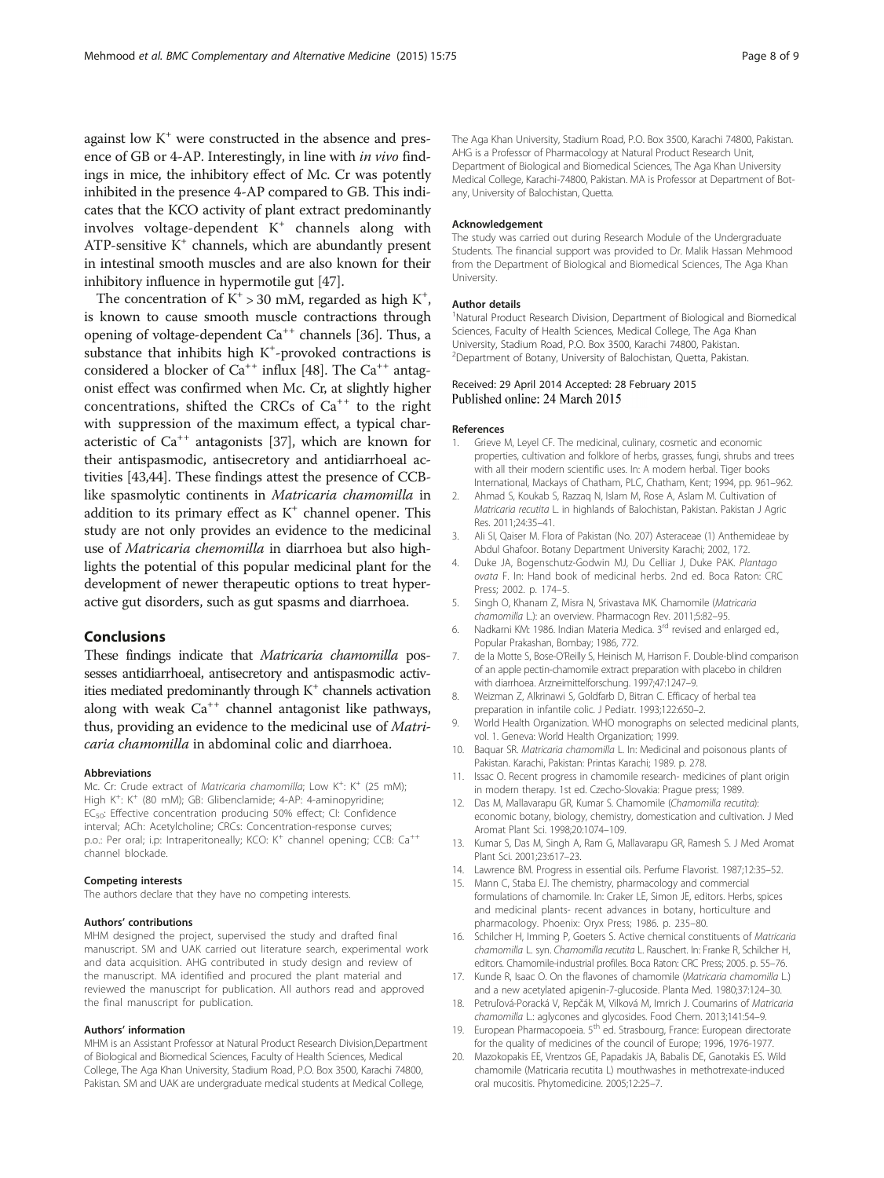against low $K^+$ were constructed in the absence and presence of GB or 4-AP. Interestingly, in line with *in vivo* findings in mice, the inhibitory effect of Mc. Cr was potently inhibited in the presence 4-AP compared to GB. This indicates that the KCO activity of plant extract predominantly involves voltage-dependent $K^+$ channels along with ATP-sensitive $K^+$ channels, which are abundantly present in intestinal smooth muscles and are also known for their inhibitory influence in hypermotile gut [47].

The concentration of $K^+ > 30$ mM, regarded as high $K^+$, is known to cause smooth muscle contractions through opening of voltage-dependent $Ca^{++}$ channels [36]. Thus, a substance that inhibits high $K^+$-provoked contractions is considered a blocker of $Ca^{++}$ influx [48]. The $Ca^{++}$ antagonist effect was confirmed when Mc. Cr, at slightly higher concentrations, shifted the CRCs of $Ca^{++}$ to the right with suppression of the maximum effect, a typical characteristic of $Ca^{++}$ antagonists [37], which are known for their antispasmodic, antisecretory and antidiarrhoeal activities [43,44]. These findings attest the presence of CCB-like spasmolytic continents in *Matricaria chamomilla* in addition to its primary effect as $K^+$ channel opener. This study are not only provides an evidence to the medicinal use of *Matricaria chemomilla* in diarrhoea but also highlights the potential of this popular medicinal plant for the development of newer therapeutic options to treat hyperactive gut disorders, such as gut spasms and diarrhoea.

## Conclusions

These findings indicate that *Matricaria chamomilla* possesses antidiarrhoeal, antisecretory and antispasmodic activities mediated predominantly through $K^+$ channels activation along with weak $Ca^{++}$ channel antagonist like pathways, thus, providing an evidence to the medicinal use of *Matricaria chamomilla* in abdominal colic and diarrhoea.

#### Abbreviations

Mc. Cr: Crude extract of *Matricaria chamomilla*; Low $K^+$: $K^+$ (25 mM); High $K^+$: $K^+$ (80 mM); GB: Glibenclamide; 4-AP: 4-aminopyridine; $EC_{50}$: Effective concentration producing 50% effect; CI: Confidence interval; ACh: Acetylcholine; CRCs: Concentration-response curves; p.o.: Per oral; i.p: Intraperitoneally; KCO: $K^+$ channel opening; CCB: $Ca^{++}$ channel blockade.

#### Competing interests

The authors declare that they have no competing interests.

#### Authors' contributions

MHM designed the project, supervised the study and drafted final manuscript. SM and UAK carried out literature search, experimental work and data acquisition. AHG contributed in study design and review of the manuscript. MA identified and procured the plant material and reviewed the manuscript for publication. All authors read and approved the final manuscript for publication.

#### Authors' information

MHM is an Assistant Professor at Natural Product Research Division,Department of Biological and Biomedical Sciences, Faculty of Health Sciences, Medical College, The Aga Khan University, Stadium Road, P.O. Box 3500, Karachi 74800, Pakistan. SM and UAK are undergraduate medical students at Medical College, The Aga Khan University, Stadium Road, P.O. Box 3500, Karachi 74800, Pakistan. AHG is a Professor of Pharmacology at Natural Product Research Unit, Department of Biological and Biomedical Sciences, The Aga Khan University Medical College, Karachi-74800, Pakistan. MA is Professor at Department of Botany, University of Balochistan, Quetta.

#### Acknowledgement

The study was carried out during Research Module of the Undergraduate Students. The financial support was provided to Dr. Malik Hassan Mehmood from the Department of Biological and Biomedical Sciences, The Aga Khan University.

#### Author details

[1]Natural Product Research Division, Department of Biological and Biomedical Sciences, Faculty of Health Sciences, Medical College, The Aga Khan University, Stadium Road, P.O. Box 3500, Karachi 74800, Pakistan. [2]Department of Botany, University of Balochistan, Quetta, Pakistan.

Received: 29 April 2014 Accepted: 28 February 2015
Published online: 24 March 2015

#### References

1. Grieve M, Leyel CF. The medicinal, culinary, cosmetic and economic properties, cultivation and folklore of herbs, grasses, fungi, shrubs and trees with all their modern scientific uses. In: A modern herbal. Tiger books International, Mackays of Chatham, PLC, Chatham, Kent; 1994, pp. 961–962.
2. Ahmad S, Koukab S, Razzaq N, Islam M, Rose A, Aslam M. Cultivation of *Matricaria recutita* L. in highlands of Balochistan, Pakistan. Pakistan J Agric Res. 2011;24:35–41.
3. Ali SI, Qaiser M. Flora of Pakistan (No. 207) Asteraceae (1) Anthemideae by Abdul Ghafoor. Botany Department University Karachi; 2002, 172.
4. Duke JA, Bogenschutz-Godwin MJ, Du Celliar J, Duke PAK. *Plantago ovata* F. In: Hand book of medicinal herbs. 2nd ed. Boca Raton: CRC Press; 2002. p. 174–5.
5. Singh O, Khanam Z, Misra N, Srivastava MK. Chamomile (*Matricaria chamomilla* L.): an overview. Pharmacogn Rev. 2011;5:82–95.
6. Nadkarni KM: 1986. Indian Materia Medica. 3rd revised and enlarged ed., Popular Prakashan, Bombay; 1986, 772.
7. de la Motte S, Bose-O'Reilly S, Heinisch M, Harrison F. Double-blind comparison of an apple pectin-chamomile extract preparation with placebo in children with diarrhoea. Arzneimittelforschung. 1997;47:1247–9.
8. Weizman Z, Alkrinawi S, Goldfarb D, Bitran C. Efficacy of herbal tea preparation in infantile colic. J Pediatr. 1993;122:650–2.
9. World Health Organization. WHO monographs on selected medicinal plants, vol. 1. Geneva: World Health Organization; 1999.
10. Baquar SR. *Matricaria chamomilla* L. In: Medicinal and poisonous plants of Pakistan. Karachi, Pakistan: Printas Karachi; 1989. p. 278.
11. Issac O. Recent progress in chamomile research- medicines of plant origin in modern therapy. 1st ed. Czecho-Slovakia: Prague press; 1989.
12. Das M, Mallavarapu GR, Kumar S. Chamomile (*Chamomilla recutita*): economic botany, biology, chemistry, domestication and cultivation. J Med Aromat Plant Sci. 1998;20:1074–109.
13. Kumar S, Das M, Singh A, Ram G, Mallavarapu GR, Ramesh S. J Med Aromat Plant Sci. 2001;23:617–23.
14. Lawrence BM. Progress in essential oils. Perfume Flavorist. 1987;12:35–52.
15. Mann C, Staba EJ. The chemistry, pharmacology and commercial formulations of chamomile. In: Craker LE, Simon JE, editors. Herbs, spices and medicinal plants- recent advances in botany, horticulture and pharmacology. Phoenix: Oryx Press; 1986. p. 235–80.
16. Schilcher H, Imming P, Goeters S. Active chemical constituents of *Matricaria chamomilla* L. syn. *Chamomilla recutita* L. Rauschert. In: Franke R, Schilcher H, editors. Chamomile-industrial profiles. Boca Raton: CRC Press; 2005. p. 55–76.
17. Kunde R, Isaac O. On the flavones of chamomile (*Matricaria chamomilla* L.) and a new acetylated apigenin-7-glucoside. Planta Med. 1980;37:124–30.
18. Petruľová-Poracká V, Repčák M, Vilková M, Imrich J. Coumarins of *Matricaria chamomilla* L.: aglycones and glycosides. Food Chem. 2013;141:54–9.
19. European Pharmacopoeia. 5th ed. Strasbourg, France: European directorate for the quality of medicines of the council of Europe; 1996, 1976-1977.
20. Mazokopakis EE, Vrentzos GE, Papadakis JA, Babalis DE, Ganotakis ES. Wild chamomile (Matricaria recutita L) mouthwashes in methotrexate-induced oral mucositis. Phytomedicine. 2005;12:25–7.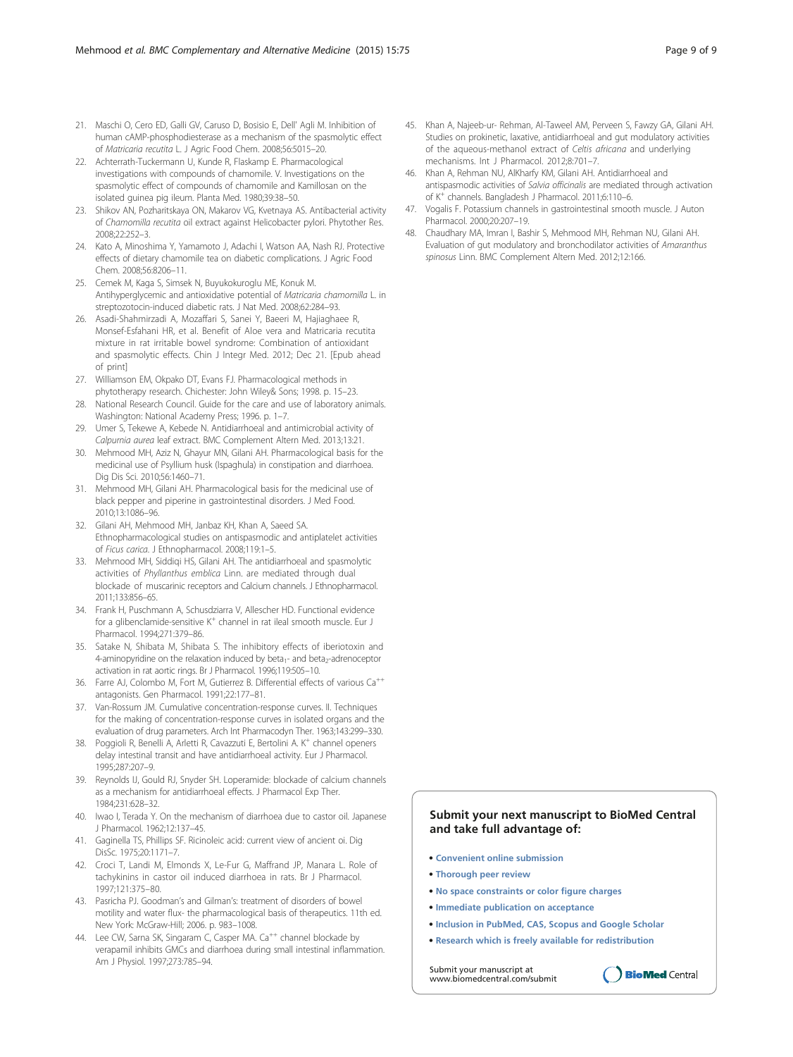21. Maschi O, Cero ED, Galli GV, Caruso D, Bosisio E, Dell' Agli M. Inhibition of human cAMP-phosphodiesterase as a mechanism of the spasmolytic effect of *Matricaria recutita* L. J Agric Food Chem. 2008;56:5015–20.
22. Achterrath-Tuckermann U, Kunde R, Flaskamp E. Pharmacological investigations with compounds of chamomile. V. Investigations on the spasmolytic effect of compounds of chamomile and Kamillosan on the isolated guinea pig ileum. Planta Med. 1980;39:38–50.
23. Shikov AN, Pozharitskaya ON, Makarov VG, Kvetnaya AS. Antibacterial activity of *Chamomilla recutita* oil extract against Helicobacter pylori. Phytother Res. 2008;22:252–3.
24. Kato A, Minoshima Y, Yamamoto J, Adachi I, Watson AA, Nash RJ. Protective effects of dietary chamomile tea on diabetic complications. J Agric Food Chem. 2008;56:8206–11.
25. Cemek M, Kaga S, Simsek N, Buyukokuroglu ME, Konuk M. Antihyperglycemic and antioxidative potential of *Matricaria chamomilla* L. in streptozotocin-induced diabetic rats. J Nat Med. 2008;62:284–93.
26. Asadi-Shahmirzadi A, Mozaffari S, Sanei Y, Baeeri M, Hajiaghaee R, Monsef-Esfahani HR, et al. Benefit of Aloe vera and Matricaria recutita mixture in rat irritable bowel syndrome: Combination of antioxidant and spasmolytic effects. Chin J Integr Med. 2012; Dec 21. [Epub ahead of print]
27. Williamson EM, Okpako DT, Evans FJ. Pharmacological methods in phytotherapy research. Chichester: John Wiley& Sons; 1998. p. 15–23.
28. National Research Council. Guide for the care and use of laboratory animals. Washington: National Academy Press; 1996. p. 1–7.
29. Umer S, Tekewe A, Kebede N. Antidiarrhoeal and antimicrobial activity of *Calpurnia aurea* leaf extract. BMC Complement Altern Med. 2013;13:21.
30. Mehmood MH, Aziz N, Ghayur MN, Gilani AH. Pharmacological basis for the medicinal use of Psyllium husk (Ispaghula) in constipation and diarrhoea. Dig Dis Sci. 2010;56:1460–71.
31. Mehmood MH, Gilani AH. Pharmacological basis for the medicinal use of black pepper and piperine in gastrointestinal disorders. J Med Food. 2010;13:1086–96.
32. Gilani AH, Mehmood MH, Janbaz KH, Khan A, Saeed SA. Ethnopharmacological studies on antispasmodic and antiplatelet activities of *Ficus carica*. J Ethnopharmacol. 2008;119:1–5.
33. Mehmood MH, Siddiqi HS, Gilani AH. The antidiarrhoeal and spasmolytic activities of *Phyllanthus emblica* Linn. are mediated through dual blockade of muscarinic receptors and Calcium channels. J Ethnopharmacol. 2011;133:856–65.
34. Frank H, Puschmann A, Schusdziarra V, Allescher HD. Functional evidence for a glibenclamide-sensitive $K^+$ channel in rat ileal smooth muscle. Eur J Pharmacol. 1994;271:379–86.
35. Satake N, Shibata M, Shibata S. The inhibitory effects of iberiotoxin and 4-aminopyridine on the relaxation induced by $\beta_1$- and $\beta_2$-adrenoceptor activation in rat aortic rings. Br J Pharmacol. 1996;119:505–10.
36. Farre AJ, Colombo M, Fort M, Gutierrez B. Differential effects of various $Ca^{++}$ antagonists. Gen Pharmacol. 1991;22:177–81.
37. Van-Rossum JM. Cumulative concentration-response curves. II. Techniques for the making of concentration-response curves in isolated organs and the evaluation of drug parameters. Arch Int Pharmacodyn Ther. 1963;143:299–330.
38. Poggioli R, Benelli A, Arletti R, Cavazzuti E, Bertolini A. $K^+$ channel openers delay intestinal transit and have antidiarrhoeal activity. Eur J Pharmacol. 1995;287:207–9.
39. Reynolds IJ, Gould RJ, Snyder SH. Loperamide: blockade of calcium channels as a mechanism for antidiarrhoeal effects. J Pharmacol Exp Ther. 1984;231:628–32.
40. Iwao I, Terada Y. On the mechanism of diarrhoea due to castor oil. Japanese J Pharmacol. 1962;12:137–45.
41. Gaginella TS, Phillips SF. Ricinoleic acid: current view of ancient oi. Dig DisSc. 1975;20:1171–7.
42. Croci T, Landi M, Elmonds X, Le-Fur G, Maffrand JP, Manara L. Role of tachykinins in castor oil induced diarrhoea in rats. Br J Pharmacol. 1997;121:375–80.
43. Pasricha PJ. Goodman's and Gilman's: treatment of disorders of bowel motility and water flux- the pharmacological basis of therapeutics. 11th ed. New York: McGraw-Hill; 2006. p. 983–1008.
44. Lee CW, Sarna SK, Singaram C, Casper MA. $Ca^{++}$ channel blockade by verapamil inhibits GMCs and diarrhoea during small intestinal inflammation. Am J Physiol. 1997;273:785–94.
45. Khan A, Najeeb-ur- Rehman, Al-Taweel AM, Perveen S, Fawzy GA, Gilani AH. Studies on prokinetic, laxative, antidiarrhoeal and gut modulatory activities of the aqueous-methanol extract of *Celtis africana* and underlying mechanisms. Int J Pharmacol. 2012;8:701–7.
46. Khan A, Rehman NU, AlKharfy KM, Gilani AH. Antidiarrhoeal and antispasmodic activities of *Salvia officinalis* are mediated through activation of $K^+$ channels. Bangladesh J Pharmacol. 2011;6:110–6.
47. Vogalis F. Potassium channels in gastrointestinal smooth muscle. J Auton Pharmacol. 2000;20:207–19.
48. Chaudhary MA, Imran I, Bashir S, Mehmood MH, Rehman NU, Gilani AH. Evaluation of gut modulatory and bronchodilator activities of *Amaranthus spinosus* Linn. BMC Complement Altern Med. 2012;12:166.

**Submit your next manuscript to BioMed Central and take full advantage of:**

- **Convenient online submission**
- **Thorough peer review**
- **No space constraints or color figure charges**
- **Immediate publication on acceptance**
- **Inclusion in PubMed, CAS, Scopus and Google Scholar**
- **Research which is freely available for redistribution**

Submit your manuscript at
www.biomedcentral.com/submit

BioMed Central